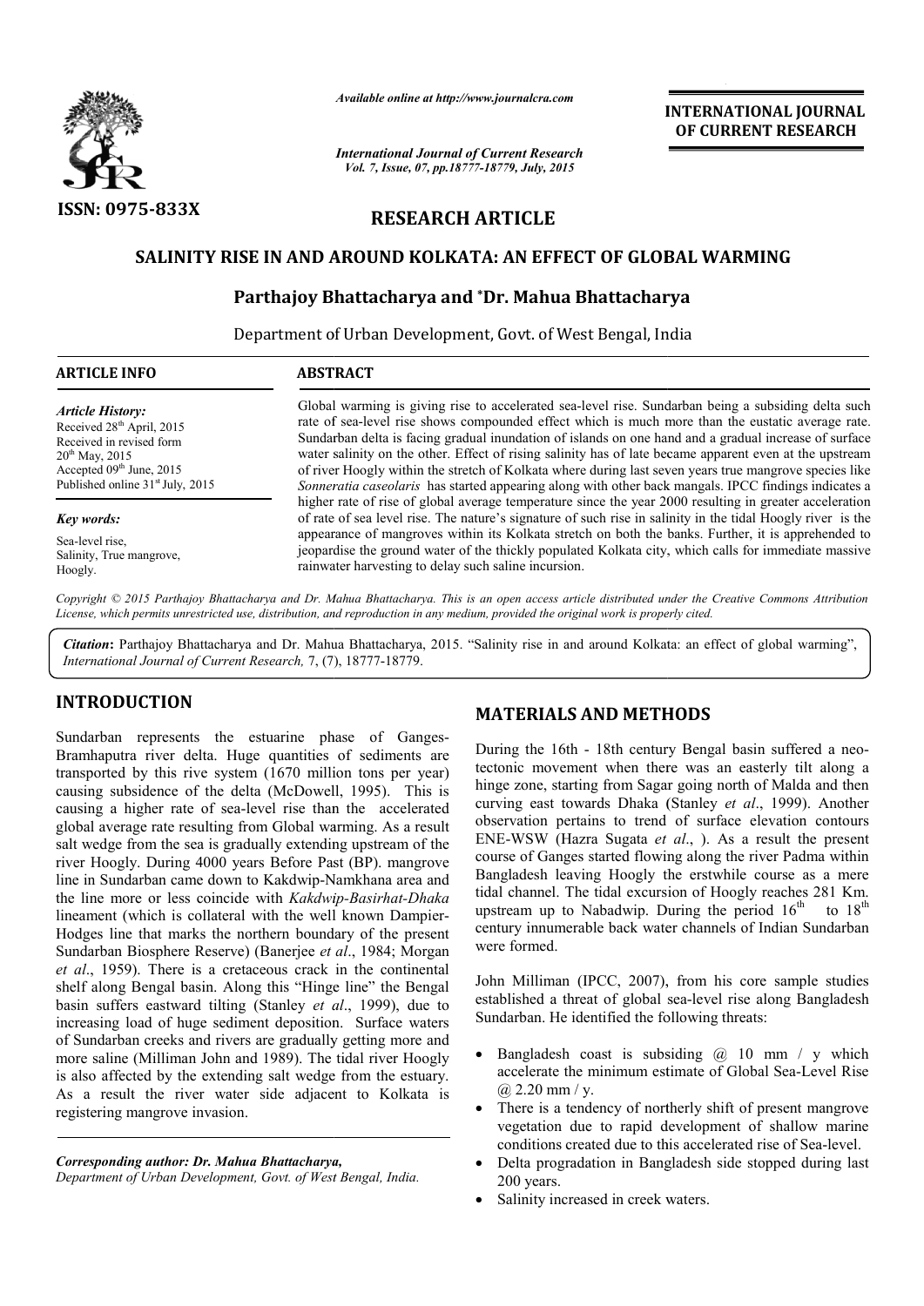*Available online at http://www.journalcra.com*

*International Journal of Current Research*
*Vol. 7, Issue, 07, pp.18777-18779, July, 2015*

**INTERNATIONAL JOURNAL OF CURRENT RESEARCH**

ISSN: 0975-833X

## RESEARCH ARTICLE

# SALINITY RISE IN AND AROUND KOLKATA: AN EFFECT OF GLOBAL WARMING

**Parthajoy Bhattacharya and \*Dr. Mahua Bhattacharya**

Department of Urban Development, Govt. of West Bengal, India

**ARTICLE INFO**

*Article History:*
Received 28th April, 2015
Received in revised form
20th May, 2015
Accepted 09th June, 2015
Published online 31st July, 2015

*Key words:*
Sea-level rise,
Salinity, True mangrove,
Hoogly.

**ABSTRACT**

Global warming is giving rise to accelerated sea-level rise. Sundarban being a subsiding delta such rate of sea-level rise shows compounded effect which is much more than the eustatic average rate. Sundarban delta is facing gradual inundation of islands on one hand and a gradual increase of surface water salinity on the other. Effect of rising salinity has of late became apparent even at the upstream of river Hooghly within the stretch of Kolkata where during last seven years true mangrove species like *Sonneratia caseolaris* has started appearing along with other back mangals. IPCC findings indicates a higher rate of rise of global average temperature since the year 2000 resulting in greater acceleration of rate of sea level rise. The nature's signature of such rise in salinity in the tidal Hoogly river is the appearance of mangroves within its Kolkata stretch on both the banks. Further, it is apprehended to jeopardise the ground water of the thickly populated Kolkata city, which calls for immediate massive rainwater harvesting to delay such saline incursion.

*Copyright © 2015 Parthajoy Bhattacharya and Dr. Mahua Bhattacharya. This is an open access article distributed under the Creative Commons Attribution License, which permits unrestricted use, distribution, and reproduction in any medium, provided the original work is properly cited.*

**Citation:** Parthajoy Bhattacharya and Dr. Mahua Bhattacharya, 2015. "Salinity rise in and around Kolkata: an effect of global warming", *International Journal of Current Research*, 7, (7), 18777-18779.

## INTRODUCTION

Sundarban represents the estuarine phase of Ganges-Bramhaputra river delta. Huge quantities of sediments are transported by this rive system (1670 million tons per year) causing subsidence of the delta (McDowell, 1995). This is causing a higher rate of sea-level rise than the accelerated global average rate resulting from Global warming. As a result salt wedge from the sea is gradually extending upstream of the river Hoogly. During 4000 years Before Past (BP). mangrove line in Sundarban came down to Kakdwip-Namkhana area and the line more or less coincide with *Kakdwip-Basirhat-Dhaka* lineament (which is collateral with the well known Dampier-Hodges line that marks the northern boundary of the present Sundarban Biosphere Reserve) (Banerjee *et al*., 1984; Morgan *et al*., 1959). There is a cretaceous crack in the continental shelf along Bengal basin. Along this "Hinge line" the Bengal basin suffers eastward tilting (Stanley *et al*., 1999), due to increasing load of huge sediment deposition. Surface waters of Sundarban creeks and rivers are gradually getting more and more saline (Milliman John and 1989). The tidal river Hoogly is also affected by the extending salt wedge from the estuary. As a result the river water side adjacent to Kolkata is registering mangrove invasion.

***Corresponding author: Dr. Mahua Bhattacharya,***
*Department of Urban Development, Govt. of West Bengal, India.*

## MATERIALS AND METHODS

During the 16th - 18th century Bengal basin suffered a neo-tectonic movement when there was an easterly tilt along a hinge zone, starting from Sagar going north of Malda and then curving east towards Dhaka (Stanley *et al*., 1999). Another observation pertains to trend of surface elevation contours ENE-WSW (Hazra Sugata *et al*., ). As a result the present course of Ganges started flowing along the river Padma within Bangladesh leaving Hoogly the erstwhile course as a mere tidal channel. The tidal excursion of Hoogly reaches 281 Km. upstream up to Nabadwip. During the period 16th to 18th century innumerable back water channels of Indian Sundarban were formed.

John Milliman (IPCC, 2007), from his core sample studies established a threat of global sea-level rise along Bangladesh Sundarban. He identified the following threats:

- Bangladesh coast is subsiding @ 10 mm / y which accelerate the minimum estimate of Global Sea-Level Rise @ 2.20 mm / y.
- There is a tendency of northerly shift of present mangrove vegetation due to rapid development of shallow marine conditions created due to this accelerated rise of Sea-level.
- Delta progradation in Bangladesh side stopped during last 200 years.
- Salinity increased in creek waters.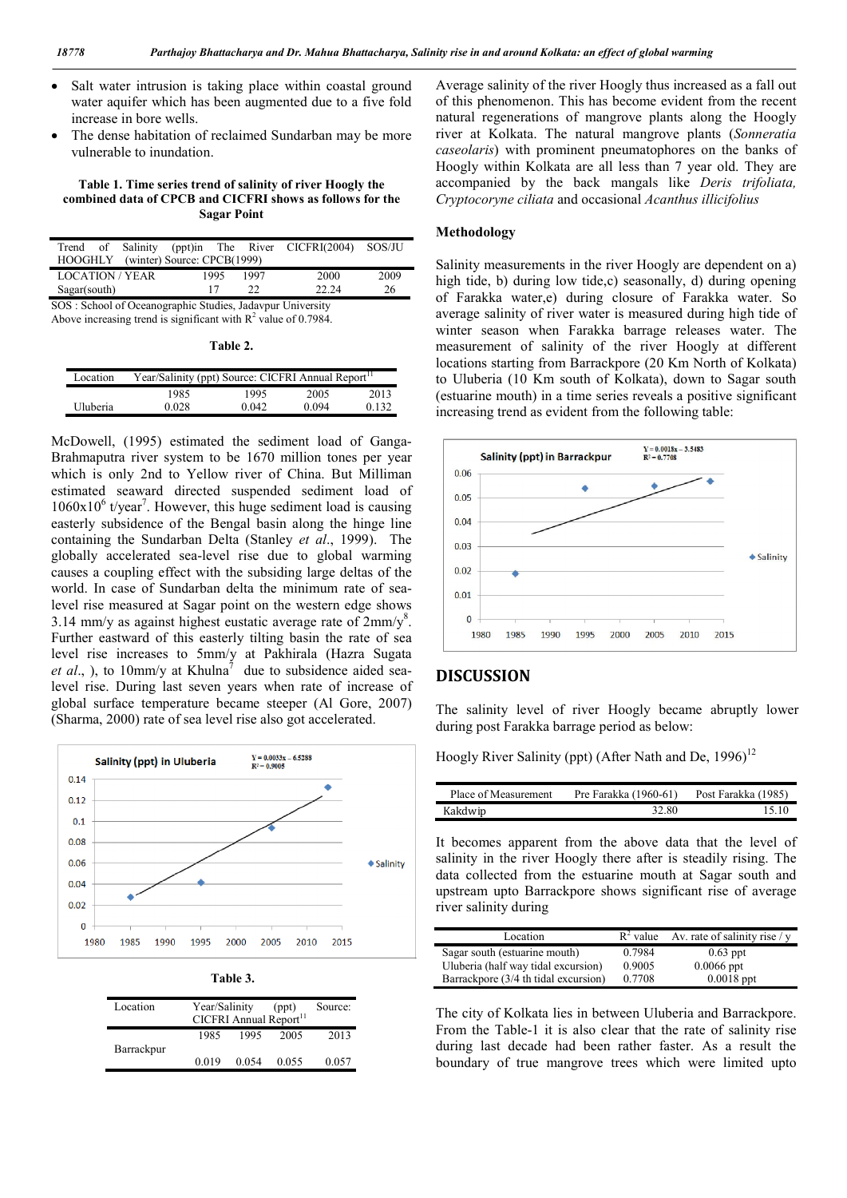- Salt water intrusion is taking place within coastal ground water aquifer which has been augmented due to a five fold increase in bore wells.
- The dense habitation of reclaimed Sundarban may be more vulnerable to inundation.

**Table 1. Time series trend of salinity of river Hoogly the combined data of CPCB and CICFRI shows as follows for the Sagar Point**

| Trend of Salinity (ppt)in The River HOOGHLY (winter) Source: CPCB(1999) | | | CICFRI(2004) | SOS/JU |
|---|---|---|---|---|
| LOCATION / YEAR | 1995 | 1997 | 2000 | 2009 |
| Sagar(south) | 17 | 22 | 22.24 | 26 |

SOS : School of Oceanographic Studies, Jadavpur University
Above increasing trend is significant with $R^2$ value of 0.7984.

**Table 2.**

| Location | Year/Salinity (ppt) Source: CICFRI Annual Report[11] | | | |
|---|---|---|---|---|
| | 1985 | 1995 | 2005 | 2013 |
| Uluberia | 0.028 | 0.042 | 0.094 | 0.132 |

McDowell, (1995) estimated the sediment load of Ganga-Brahmaputra river system to be 1670 million tones per year which is only 2nd to Yellow river of China. But Milliman estimated seaward directed suspended sediment load of $1060x10^6$ t/year[7]. However, this huge sediment load is causing easterly subsidence of the Bengal basin along the hinge line containing the Sundarban Delta (Stanley *et al*., 1999). The globally accelerated sea-level rise due to global warming causes a coupling effect with the subsiding large deltas of the world. In case of Sundarban delta the minimum rate of sea-level rise measured at Sagar point on the western edge shows 3.14 mm/y as against highest eustatic average rate of 2mm/y[8]. Further eastward of this easterly tilting basin the rate of sea level rise increases to 5mm/y at Pakhirala (Hazra Sugata *et al*., ), to 10mm/y at Khulna[7] due to subsidence aided sea-level rise. During last seven years when rate of increase of global surface temperature became steeper (Al Gore, 2007) (Sharma, 2000) rate of sea level rise also got accelerated.

**Table 3.**

| Location | Year/Salinity (ppt) Source: CICFRI Annual Report[11] | | | |
|---|---|---|---|---|
| | 1985 | 1995 | 2005 | 2013 |
| Barrackpur | 0.019 | 0.054 | 0.055 | 0.057 |

Average salinity of the river Hoogly thus increased as a fall out of this phenomenon. This has become evident from the recent natural regenerations of mangrove plants along the Hoogly river at Kolkata. The natural mangrove plants (*Sonneratia caseolaris*) with prominent pneumatophores on the banks of Hoogly within Kolkata are all less than 7 year old. They are accompanied by the back mangals like *Deris trifoliata, Cryptocoryne ciliata* and occasional *Acanthus illicifolius*

## Methodology

Salinity measurements in the river Hoogly are dependent on a) high tide, b) during low tide,c) seasonally, d) during opening of Farakka water,e) during closure of Farakka water. So average salinity of river water is measured during high tide of winter season when Farakka barrage releases water. The measurement of salinity of the river Hoogly at different locations starting from Barrackpore (20 Km North of Kolkata) to Uluberia (10 Km south of Kolkata), down to Sagar south (estuarine mouth) in a time series reveals a positive significant increasing trend as evident from the following table:

## DISCUSSION

The salinity level of river Hoogly became abruptly lower during post Farakka barrage period as below:

Hoogly River Salinity (ppt) (After Nath and De, 1996)[12]

| Place of Measurement | Pre Farakka (1960-61) | Post Farakka (1985) |
|---|---|---|
| Kakdwip | 32.80 | 15.10 |

It becomes apparent from the above data that the level of salinity in the river Hoogly there after is steadily rising. The data collected from the estuarine mouth at Sagar south and upstream upto Barrackpore shows significant rise of average river salinity during

| Location | $R^2$ value | Av. rate of salinity rise / y |
|---|---|---|
| Sagar south (estuarine mouth) | 0.7984 | 0.63 ppt |
| Uluberia (half way tidal excursion) | 0.9005 | 0.0066 ppt |
| Barrackpore (3/4 th tidal excursion) | 0.7708 | 0.0018 ppt |

The city of Kolkata lies in between Uluberia and Barrackpore. From the Table-1 it is also clear that the rate of salinity rise during last decade had been rather faster. As a result the boundary of true mangrove trees which were limited upto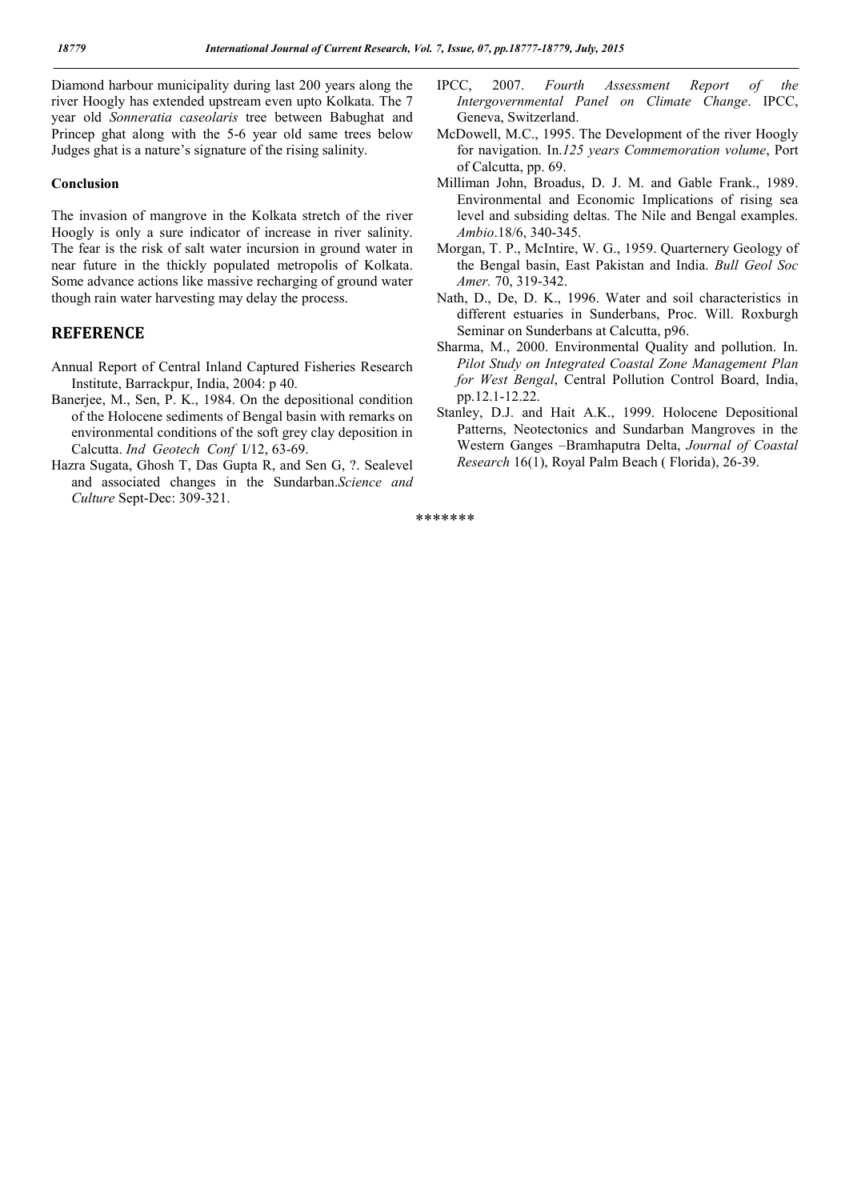Diamond harbour municipality during last 200 years along the river Hoogly has extended upstream even upto Kolkata. The 7 year old *Sonneratia caseolaris* tree between Babughat and Princep ghat along with the 5-6 year old same trees below Judges ghat is a nature's signature of the rising salinity.

### Conclusion

The invasion of mangrove in the Kolkata stretch of the river Hoogly is only a sure indicator of increase in river salinity. The fear is the risk of salt water incursion in ground water in near future in the thickly populated metropolis of Kolkata. Some advance actions like massive recharging of ground water though rain water harvesting may delay the process.

## REFERENCE

Annual Report of Central Inland Captured Fisheries Research Institute, Barrackpur, India, 2004: p 40.

Banerjee, M., Sen, P. K., 1984. On the depositional condition of the Holocene sediments of Bengal basin with remarks on environmental conditions of the soft grey clay deposition in Calcutta. *Ind Geotech Conf* I/12, 63-69.

Hazra Sugata, Ghosh T, Das Gupta R, and Sen G, ?. Sealevel and associated changes in the Sundarban.*Science and Culture* Sept-Dec: 309-321.

IPCC, 2007. *Fourth Assessment Report of the Intergovernmental Panel on Climate Change*. IPCC, Geneva, Switzerland.

McDowell, M.C., 1995. The Development of the river Hoogly for navigation. In.*125 years Commemoration volume*, Port of Calcutta, pp. 69.

Milliman John, Broadus, D. J. M. and Gable Frank., 1989. Environmental and Economic Implications of rising sea level and subsiding deltas. The Nile and Bengal examples. *Ambio*.18/6, 340-345.

Morgan, T. P., McIntire, W. G., 1959. Quarternery Geology of the Bengal basin, East Pakistan and India. *Bull Geol Soc Amer.* 70, 319-342.

Nath, D., De, D. K., 1996. Water and soil characteristics in different estuaries in Sunderbans, Proc. Will. Roxburgh Seminar on Sunderbans at Calcutta, p96.

Sharma, M., 2000. Environmental Quality and pollution. In. *Pilot Study on Integrated Coastal Zone Management Plan for West Bengal*, Central Pollution Control Board, India, pp.12.1-12.22.

Stanley, D.J. and Hait A.K., 1999. Holocene Depositional Patterns, Neotectonics and Sundarban Mangroves in the Western Ganges –Bramhaputra Delta, *Journal of Coastal Research* 16(1), Royal Palm Beach ( Florida), 26-39.

*******